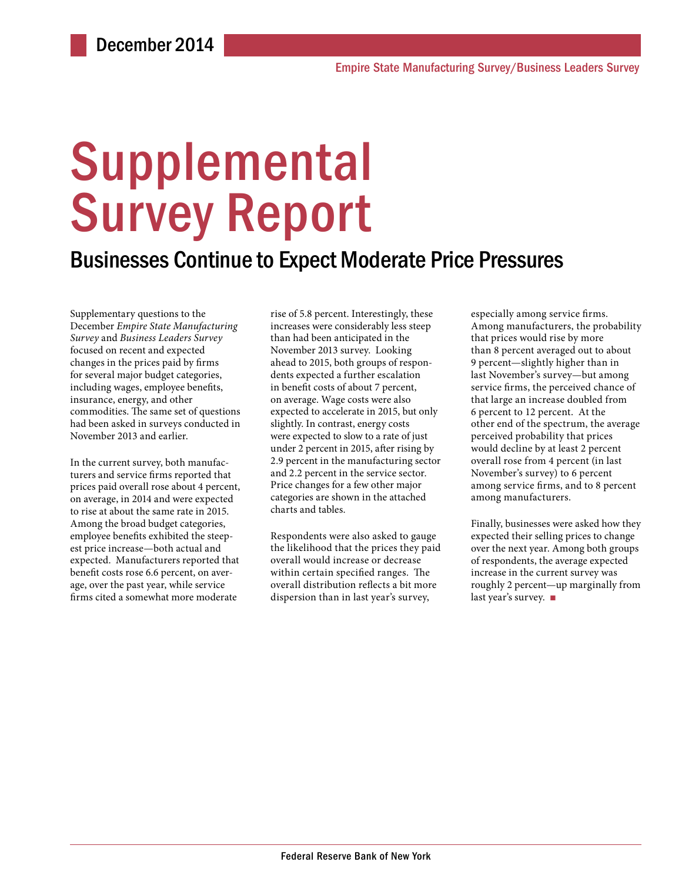December 2014

Empire State Manufacturing Survey/Business Leaders Survey

# Supplemental Survey Report

## Businesses Continue to Expect Moderate Price Pressures

Supplementary questions to the December *Empire State Manufacturing Survey* and *Business Leaders Survey* focused on recent and expected changes in the prices paid by firms for several major budget categories, including wages, employee benefits, insurance, energy, and other commodities. The same set of questions had been asked in surveys conducted in November 2013 and earlier.

In the current survey, both manufacturers and service firms reported that prices paid overall rose about 4 percent, on average, in 2014 and were expected to rise at about the same rate in 2015. Among the broad budget categories, employee benefits exhibited the steepest price increase—both actual and expected. Manufacturers reported that benefit costs rose 6.6 percent, on average, over the past year, while service firms cited a somewhat more moderate rise of 5.8 percent. Interestingly, these increases were considerably less steep than had been anticipated in the November 2013 survey. Looking ahead to 2015, both groups of respondents expected a further escalation in benefit costs of about 7 percent, on average. Wage costs were also expected to accelerate in 2015, but only slightly. In contrast, energy costs were expected to slow to a rate of just under 2 percent in 2015, after rising by 2.9 percent in the manufacturing sector and 2.2 percent in the service sector. Price changes for a few other major categories are shown in the attached charts and tables.

Respondents were also asked to gauge the likelihood that the prices they paid overall would increase or decrease within certain specified ranges. The overall distribution reflects a bit more dispersion than in last year's survey, especially among service firms. Among manufacturers, the probability that prices would rise by more than 8 percent averaged out to about 9 percent—slightly higher than in last November's survey—but among service firms, the perceived chance of that large an increase doubled from 6 percent to 12 percent. At the other end of the spectrum, the average perceived probability that prices would decline by at least 2 percent overall rose from 4 percent (in last November's survey) to 6 percent among service firms, and to 8 percent among manufacturers.

Finally, businesses were asked how they expected their selling prices to change over the next year. Among both groups of respondents, the average expected increase in the current survey was roughly 2 percent—up marginally from last year's survey. ■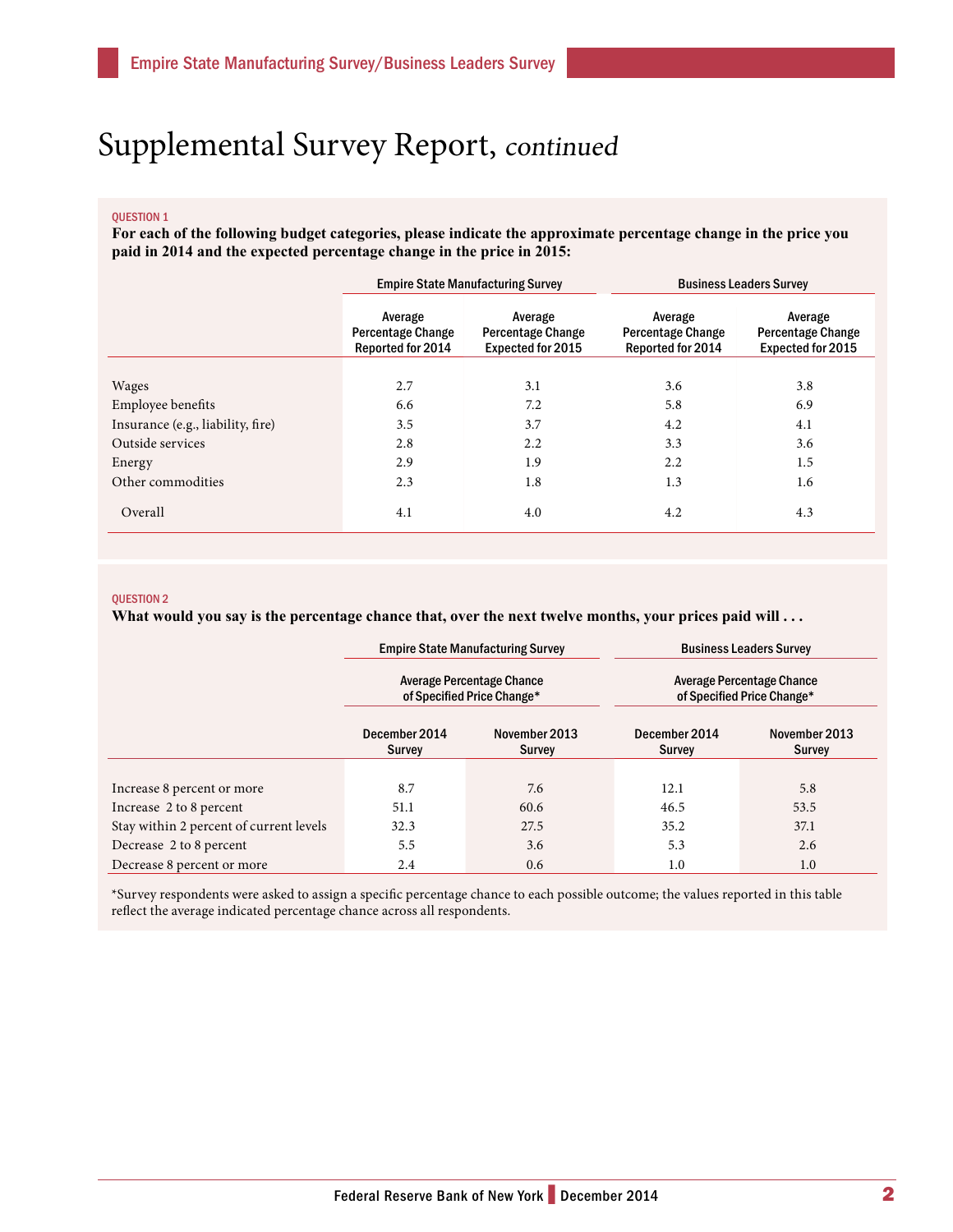# Supplemental Survey Report, *continued*

QUESTION 1

**For each of the following budget categories, please indicate the approximate percentage change in the price you paid in 2014 and the expected percentage change in the price in 2015:**

| | Empire State Manufacturing Survey | | Business Leaders Survey | |
|---|---|---|---|---|
| | Average Percentage Change Reported for 2014 | Average Percentage Change Expected for 2015 | Average Percentage Change Reported for 2014 | Average Percentage Change Expected for 2015 |
| Wages | 2.7 | 3.1 | 3.6 | 3.8 |
| Employee benefits | 6.6 | 7.2 | 5.8 | 6.9 |
| Insurance (e.g., liability, fire) | 3.5 | 3.7 | 4.2 | 4.1 |
| Outside services | 2.8 | 2.2 | 3.3 | 3.6 |
| Energy | 2.9 | 1.9 | 2.2 | 1.5 |
| Other commodities | 2.3 | 1.8 | 1.3 | 1.6 |
| Overall | 4.1 | 4.0 | 4.2 | 4.3 |

QUESTION 2

**What would you say is the percentage chance that, over the next twelve months, your prices paid will . . .**

| | Empire State Manufacturing Survey | | Business Leaders Survey | |
|---|---|---|---|---|
| | Average Percentage Chance of Specified Price Change* | | Average Percentage Chance of Specified Price Change* | |
| | December 2014 Survey | November 2013 Survey | December 2014 Survey | November 2013 Survey |
| Increase 8 percent or more | 8.7 | 7.6 | 12.1 | 5.8 |
| Increase 2 to 8 percent | 51.1 | 60.6 | 46.5 | 53.5 |
| Stay within 2 percent of current levels | 32.3 | 27.5 | 35.2 | 37.1 |
| Decrease 2 to 8 percent | 5.5 | 3.6 | 5.3 | 2.6 |
| Decrease 8 percent or more | 2.4 | 0.6 | 1.0 | 1.0 |

*Survey respondents were asked to assign a specific percentage chance to each possible outcome; the values reported in this table reflect the average indicated percentage chance across all respondents.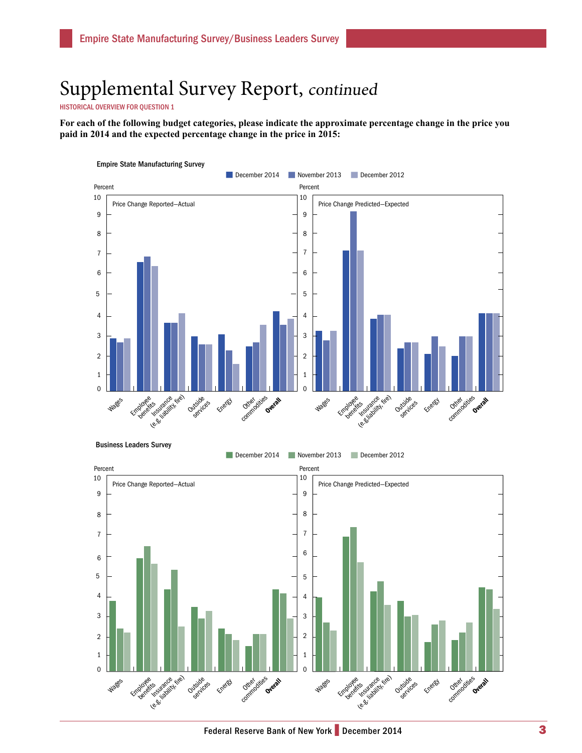# Supplemental Survey Report, *continued*

HISTORICAL OVERVIEW FOR QUESTION 1

**For each of the following budget categories, please indicate the approximate percentage change in the price you paid in 2014 and the expected percentage change in the price in 2015:**

Empire State Manufacturing Survey

December 2014 | November 2013 | December 2012

Percent

Price Change Reported—Actual

Price Change Predicted—Expected

Wages, Employee benefits, Insurance (e.g. liability, fire), Outside services, Energy, Other commodities, **Overall**

Business Leaders Survey

December 2014 | November 2013 | December 2012

Percent

Price Change Reported—Actual

Price Change Predicted—Expected

Wages, Employee benefits, Insurance (e.g. liability, fire), Outside services, Energy, Other commodities, **Overall**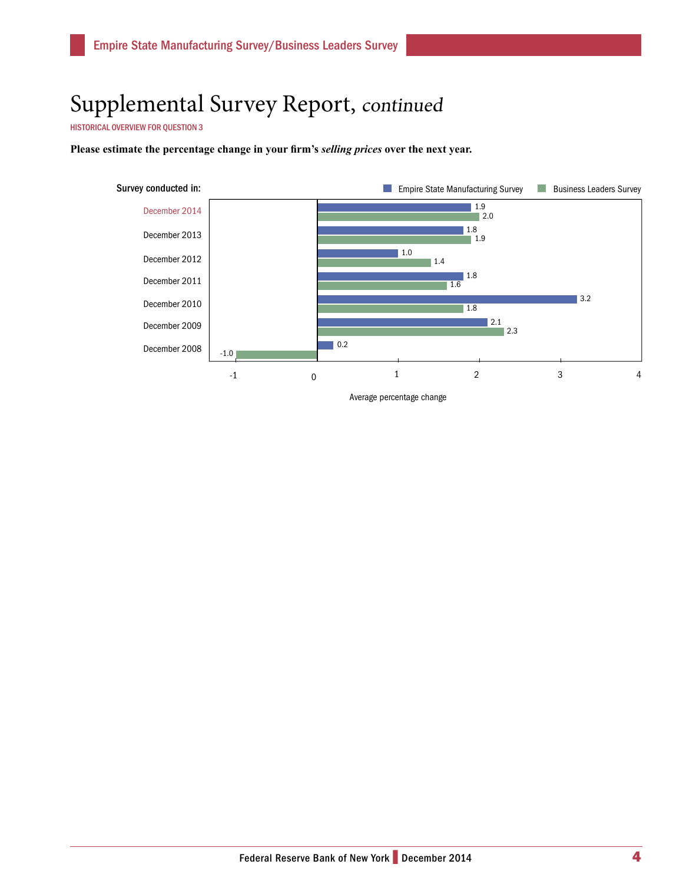# Supplemental Survey Report, *continued*

HISTORICAL OVERVIEW FOR QUESTION 3

**Please estimate the percentage change in your firm's *selling prices* over the next year.**

Survey conducted in:

Empire State Manufacturing Survey

Business Leaders Survey

December 2014
1.9
2.0

December 2013
1.8
1.9

December 2012
1.0
1.4

December 2011
1.8
1.6

December 2010
3.2
1.8

December 2009
2.1
2.3

December 2008
0.2
-1.0

-1
0
1
2
3
4

Average percentage change